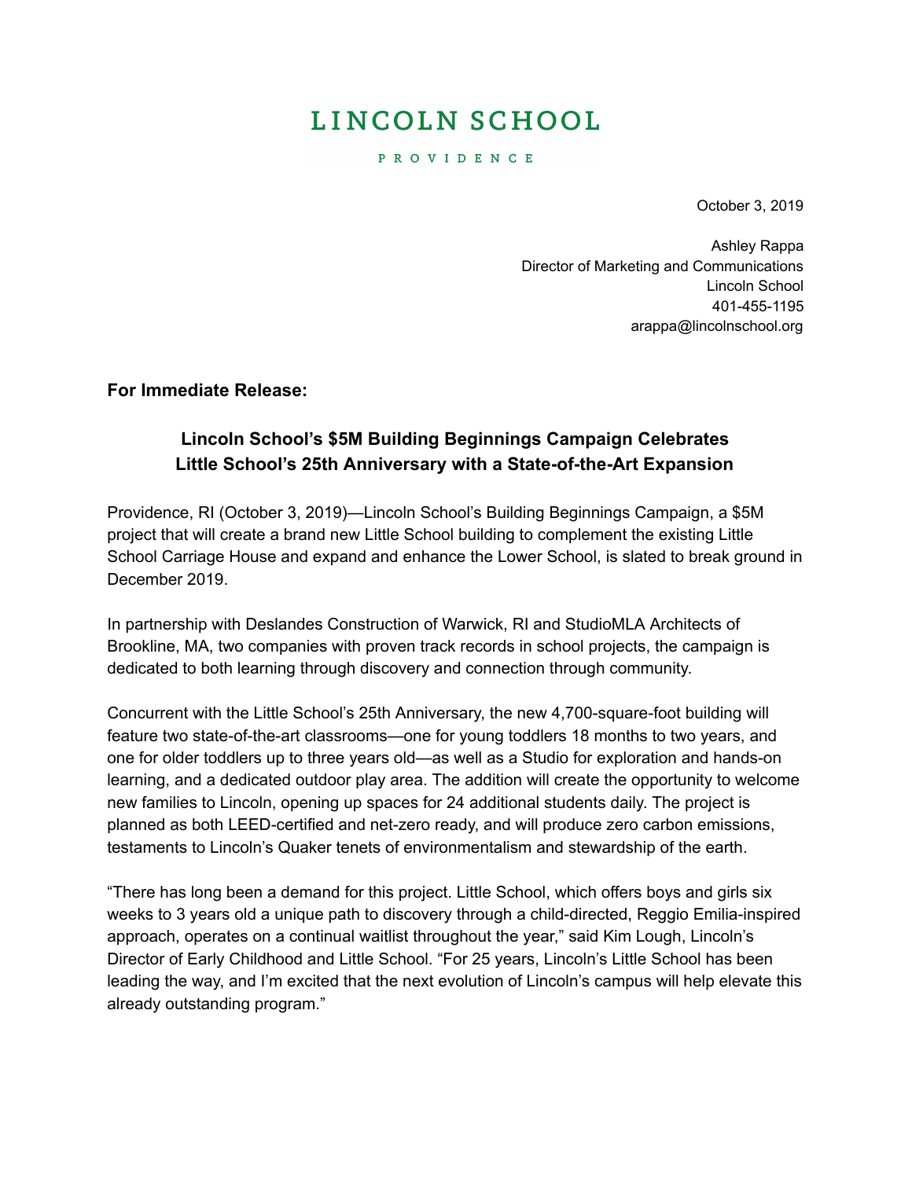# LINCOLN SCHOOL

PROVIDENCE

October 3, 2019

Ashley Rappa
Director of Marketing and Communications
Lincoln School
401-455-1195
arappa@lincolnschool.org

**For Immediate Release:**

## Lincoln School's $5M Building Beginnings Campaign Celebrates Little School's 25th Anniversary with a State-of-the-Art Expansion

Providence, RI (October 3, 2019)—Lincoln School's Building Beginnings Campaign, a $5M project that will create a brand new Little School building to complement the existing Little School Carriage House and expand and enhance the Lower School, is slated to break ground in December 2019.

In partnership with Deslandes Construction of Warwick, RI and StudioMLA Architects of Brookline, MA, two companies with proven track records in school projects, the campaign is dedicated to both learning through discovery and connection through community.

Concurrent with the Little School's 25th Anniversary, the new 4,700-square-foot building will feature two state-of-the-art classrooms—one for young toddlers 18 months to two years, and one for older toddlers up to three years old—as well as a Studio for exploration and hands-on learning, and a dedicated outdoor play area. The addition will create the opportunity to welcome new families to Lincoln, opening up spaces for 24 additional students daily. The project is planned as both LEED-certified and net-zero ready, and will produce zero carbon emissions, testaments to Lincoln's Quaker tenets of environmentalism and stewardship of the earth.

"There has long been a demand for this project. Little School, which offers boys and girls six weeks to 3 years old a unique path to discovery through a child-directed, Reggio Emilia-inspired approach, operates on a continual waitlist throughout the year," said Kim Lough, Lincoln's Director of Early Childhood and Little School. "For 25 years, Lincoln's Little School has been leading the way, and I'm excited that the next evolution of Lincoln's campus will help elevate this already outstanding program."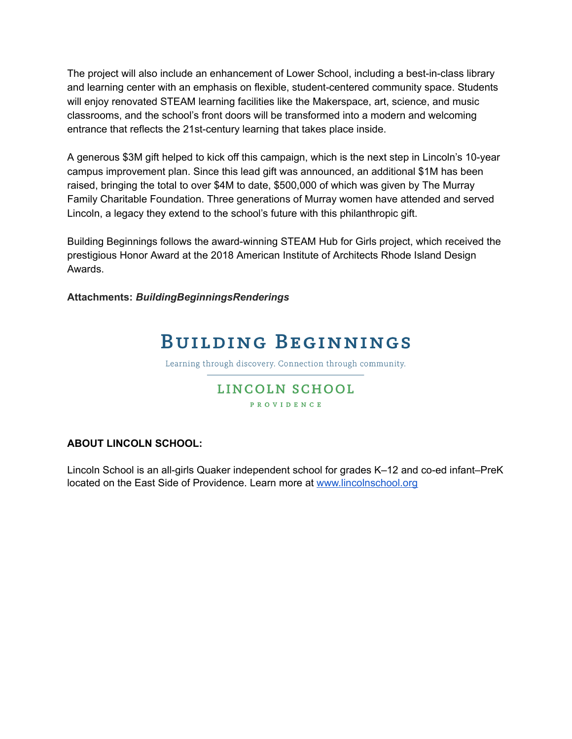The project will also include an enhancement of Lower School, including a best-in-class library and learning center with an emphasis on flexible, student-centered community space. Students will enjoy renovated STEAM learning facilities like the Makerspace, art, science, and music classrooms, and the school's front doors will be transformed into a modern and welcoming entrance that reflects the 21st-century learning that takes place inside.

A generous $3M gift helped to kick off this campaign, which is the next step in Lincoln's 10-year campus improvement plan. Since this lead gift was announced, an additional $1M has been raised, bringing the total to over $4M to date, $500,000 of which was given by The Murray Family Charitable Foundation. Three generations of Murray women have attended and served Lincoln, a legacy they extend to the school's future with this philanthropic gift.

Building Beginnings follows the award-winning STEAM Hub for Girls project, which received the prestigious Honor Award at the 2018 American Institute of Architects Rhode Island Design Awards.

**Attachments:** ***BuildingBeginningsRenderings***

BUILDING BEGINNINGS

Learning through discovery. Connection through community.

LINCOLN SCHOOL

PROVIDENCE

**ABOUT LINCOLN SCHOOL:**

Lincoln School is an all-girls Quaker independent school for grades K–12 and co-ed infant–PreK located on the East Side of Providence. Learn more at [www.lincolnschool.org](http://www.lincolnschool.org)